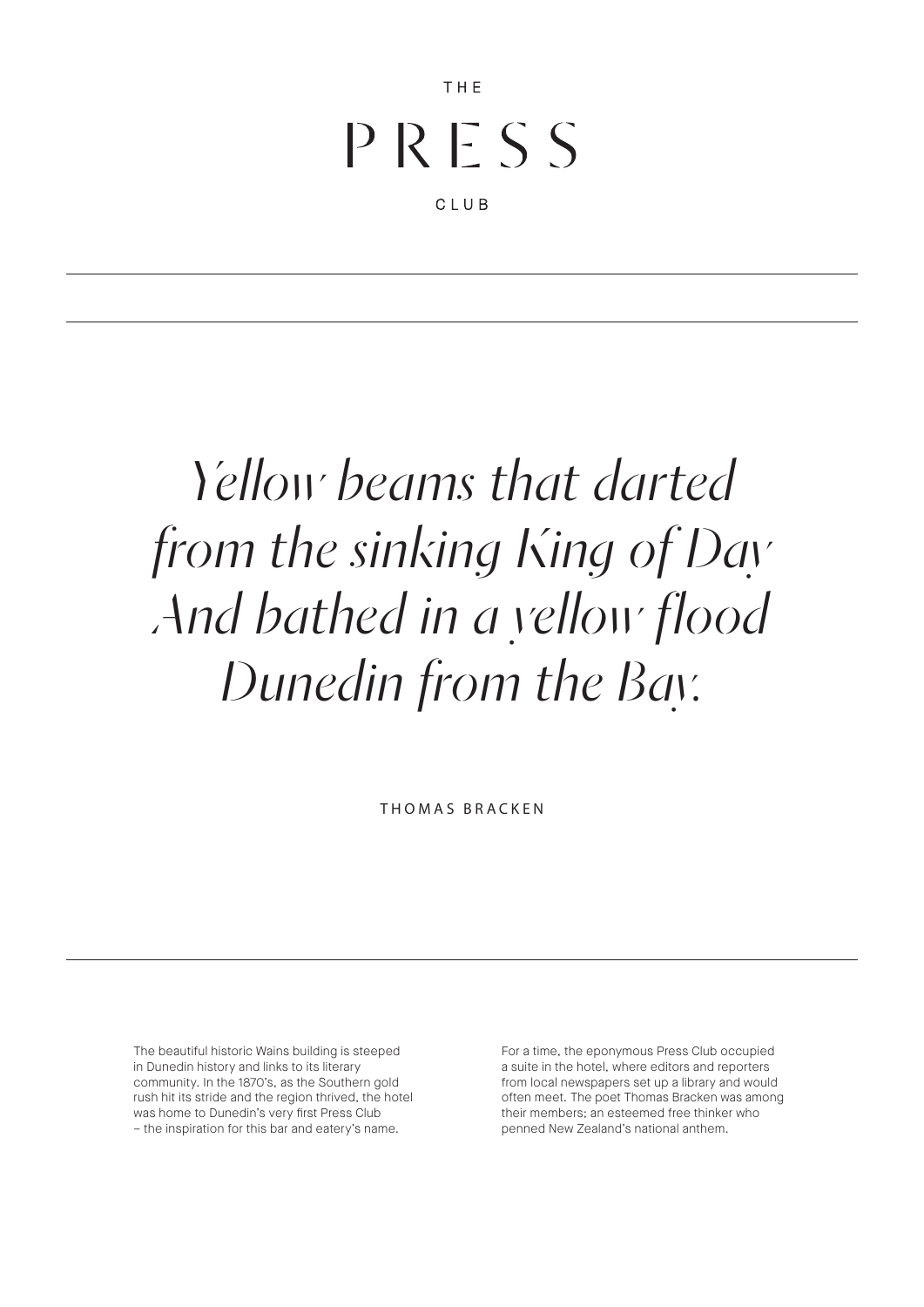# THE PRESS CLUB

*Yellow beams that darted*
*from the sinking King of Day*
*And bathed in a yellow flood*
*Dunedin from the Bay.*

THOMAS BRACKEN

The beautiful historic Wains building is steeped in Dunedin history and links to its literary community. In the 1870's, as the Southern gold rush hit its stride and the region thrived, the hotel was home to Dunedin's very first Press Club – the inspiration for this bar and eatery's name.

For a time, the eponymous Press Club occupied a suite in the hotel, where editors and reporters from local newspapers set up a library and would often meet. The poet Thomas Bracken was among their members; an esteemed free thinker who penned New Zealand's national anthem.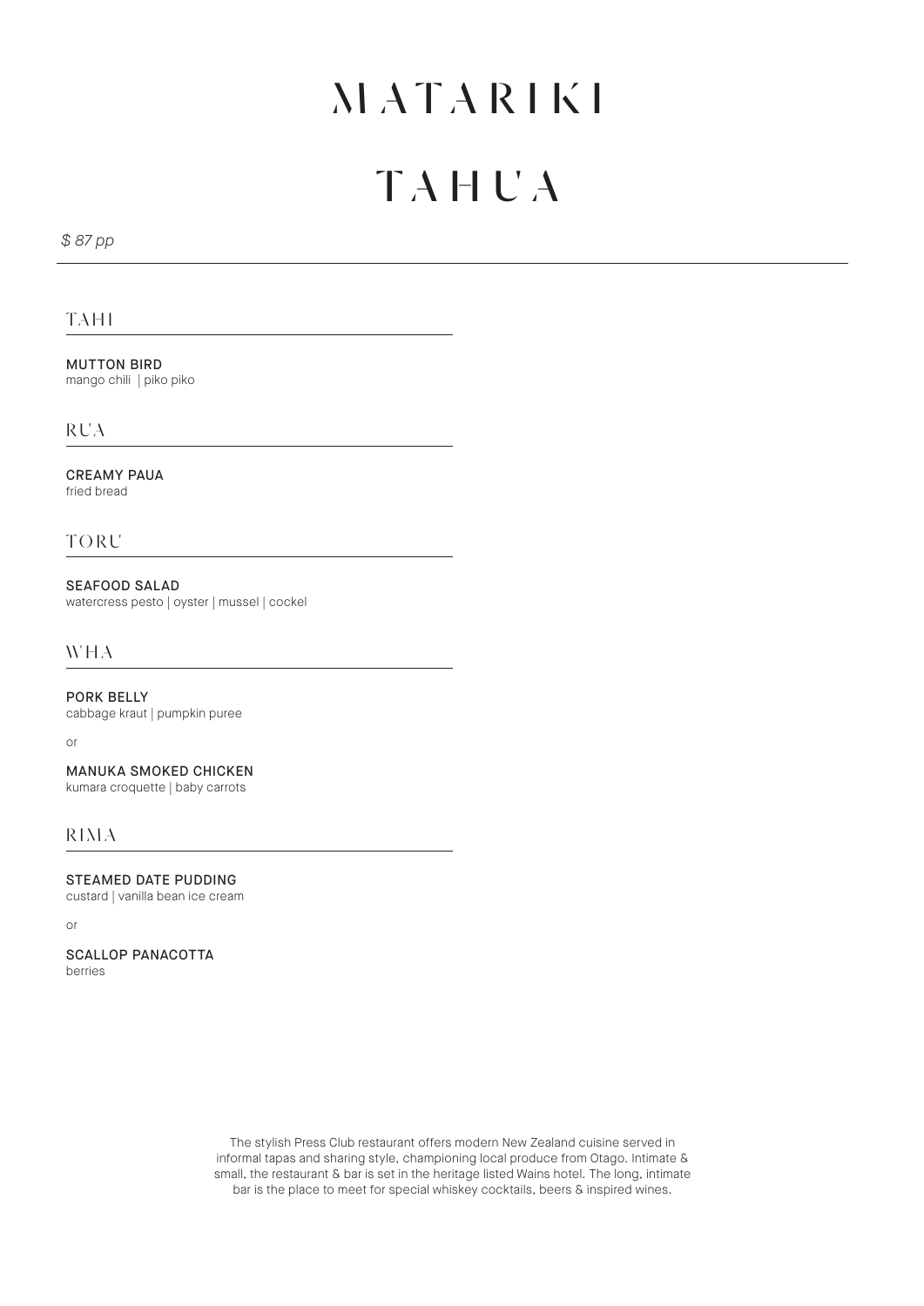# MATARIKI

# TAHUA

*$ 87 pp*

---

## TAHI

**MUTTON BIRD**
mango chili | piko piko

## RUA

**CREAMY PAUA**
fried bread

## TORU

**SEAFOOD SALAD**
watercress pesto | oyster | mussel | cockel

## WHA

**PORK BELLY**
cabbage kraut | pumpkin puree

or

**MANUKA SMOKED CHICKEN**
kumara croquette | baby carrots

## RIMA

**STEAMED DATE PUDDING**
custard | vanilla bean ice cream

or

**SCALLOP PANACOTTA**
berries

The stylish Press Club restaurant offers modern New Zealand cuisine served in informal tapas and sharing style, championing local produce from Otago. Intimate & small, the restaurant & bar is set in the heritage listed Wains hotel. The long, intimate bar is the place to meet for special whiskey cocktails, beers & inspired wines.